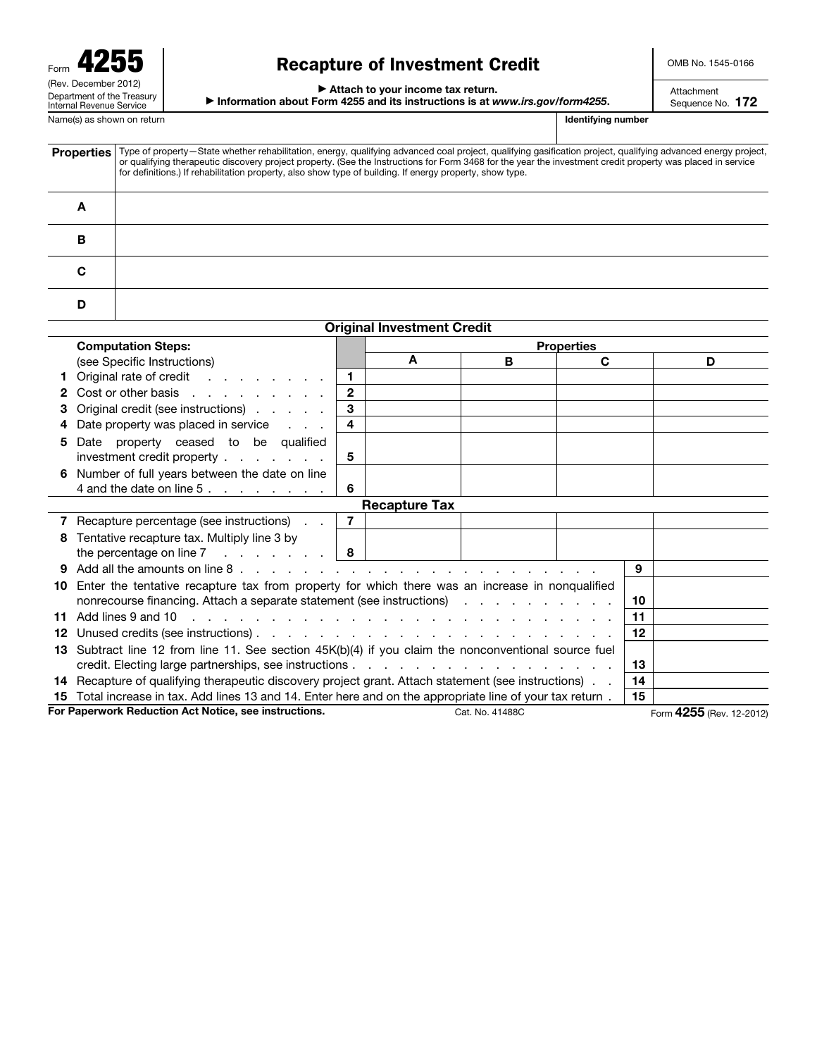Form **4255**
(Rev. December 2012)
Department of the Treasury
Internal Revenue Service

# Recapture of Investment Credit

▶ Attach to your income tax return.
▶ Information about Form 4255 and its instructions is at *www.irs.gov/form4255*.

OMB No. 1545-0166

Attachment Sequence No. **172**

Name(s) as shown on return | **Identifying number**

| **Properties** | Type of property—State whether rehabilitation, energy, qualifying advanced coal project, qualifying gasification project, qualifying advanced energy project, or qualifying therapeutic discovery project property. (See the Instructions for Form 3468 for the year the investment credit property was placed in service for definitions.) If rehabilitation property, also show type of building. If energy property, show type. |
|---|---|
| **A** | |
| **B** | |
| **C** | |
| **D** | |

## Original Investment Credit

| **Computation Steps:** (see Specific Instructions) | | **A** | **B** | **C** | **D** |
|---|---|---|---|---|---|
| **1** Original rate of credit | **1** | | | | |
| **2** Cost or other basis | **2** | | | | |
| **3** Original credit (see instructions) | **3** | | | | |
| **4** Date property was placed in service | **4** | | | | |
| **5** Date property ceased to be qualified investment credit property | **5** | | | | |
| **6** Number of full years between the date on line 4 and the date on line 5 | **6** | | | | |

## Recapture Tax

| | | **A** | **B** | **C** | **D** |
|---|---|---|---|---|---|
| **7** Recapture percentage (see instructions) | **7** | | | | |
| **8** Tentative recapture tax. Multiply line 3 by the percentage on line 7 | **8** | | | | |

| | | |
|---|---|---|
| **9** Add all the amounts on line 8 | **9** | |
| **10** Enter the tentative recapture tax from property for which there was an increase in nonqualified nonrecourse financing. Attach a separate statement (see instructions) | **10** | |
| **11** Add lines 9 and 10 | **11** | |
| **12** Unused credits (see instructions) | **12** | |
| **13** Subtract line 12 from line 11. See section 45K(b)(4) if you claim the nonconventional source fuel credit. Electing large partnerships, see instructions | **13** | |
| **14** Recapture of qualifying therapeutic discovery project grant. Attach statement (see instructions) | **14** | |
| **15** Total increase in tax. Add lines 13 and 14. Enter here and on the appropriate line of your tax return | **15** | |

**For Paperwork Reduction Act Notice, see instructions.** Cat. No. 41488C Form **4255** (Rev. 12-2012)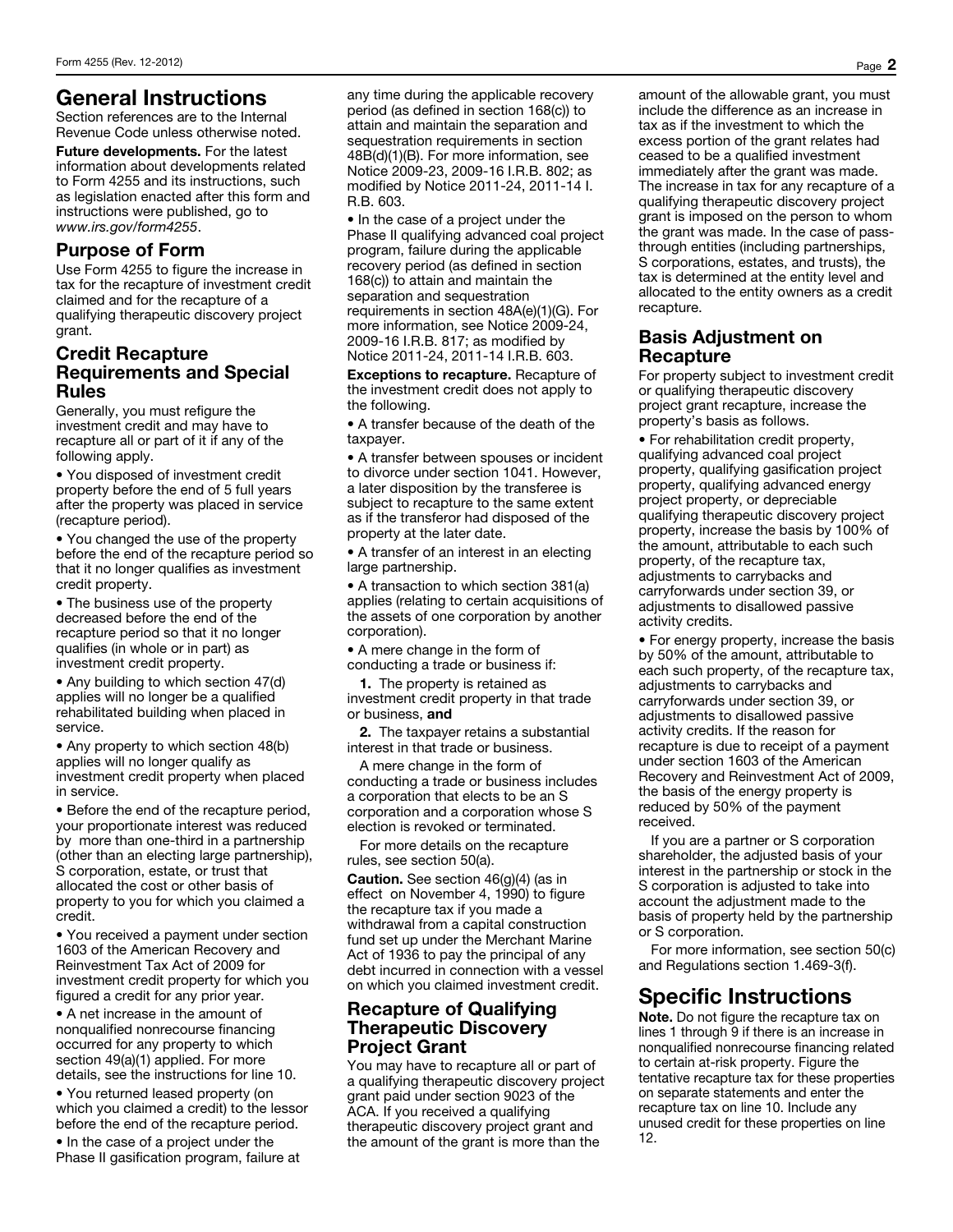## General Instructions

Section references are to the Internal Revenue Code unless otherwise noted.

**Future developments.** For the latest information about developments related to Form 4255 and its instructions, such as legislation enacted after this form and instructions were published, go to *www.irs.gov/form4255*.

### Purpose of Form

Use Form 4255 to figure the increase in tax for the recapture of investment credit claimed and for the recapture of a qualifying therapeutic discovery project grant.

### Credit Recapture Requirements and Special Rules

Generally, you must refigure the investment credit and may have to recapture all or part of it if any of the following apply.

- You disposed of investment credit property before the end of 5 full years after the property was placed in service (recapture period).
- You changed the use of the property before the end of the recapture period so that it no longer qualifies as investment credit property.
- The business use of the property decreased before the end of the recapture period so that it no longer qualifies (in whole or in part) as investment credit property.
- Any building to which section 47(d) applies will no longer be a qualified rehabilitated building when placed in service.
- Any property to which section 48(b) applies will no longer qualify as investment credit property when placed in service.
- Before the end of the recapture period, your proportionate interest was reduced by more than one-third in a partnership (other than an electing large partnership), S corporation, estate, or trust that allocated the cost or other basis of property to you for which you claimed a credit.
- You received a payment under section 1603 of the American Recovery and Reinvestment Tax Act of 2009 for investment credit property for which you figured a credit for any prior year.
- A net increase in the amount of nonqualified nonrecourse financing occurred for any property to which section 49(a)(1) applied. For more details, see the instructions for line 10.
- You returned leased property (on which you claimed a credit) to the lessor before the end of the recapture period.
- In the case of a project under the Phase II gasification program, failure at any time during the applicable recovery period (as defined in section 168(c)) to attain and maintain the separation and sequestration requirements in section 48B(d)(1)(B). For more information, see Notice 2009-23, 2009-16 I.R.B. 802; as modified by Notice 2011-24, 2011-14 I. R.B. 603.
- In the case of a project under the Phase II qualifying advanced coal project program, failure during the applicable recovery period (as defined in section 168(c)) to attain and maintain the separation and sequestration requirements in section 48A(e)(1)(G). For more information, see Notice 2009-24, 2009-16 I.R.B. 817; as modified by Notice 2011-24, 2011-14 I.R.B. 603.

**Exceptions to recapture.** Recapture of the investment credit does not apply to the following.

- A transfer because of the death of the taxpayer.
- A transfer between spouses or incident to divorce under section 1041. However, a later disposition by the transferee is subject to recapture to the same extent as if the transferor had disposed of the property at the later date.
- A transfer of an interest in an electing large partnership.
- A transaction to which section 381(a) applies (relating to certain acquisitions of the assets of one corporation by another corporation).
- A mere change in the form of conducting a trade or business if:
  1. The property is retained as investment credit property in that trade or business, **and**
  2. The taxpayer retains a substantial interest in that trade or business.

A mere change in the form of conducting a trade or business includes a corporation that elects to be an S corporation and a corporation whose S election is revoked or terminated.

For more details on the recapture rules, see section 50(a).

**Caution.** See section 46(g)(4) (as in effect on November 4, 1990) to figure the recapture tax if you made a withdrawal from a capital construction fund set up under the Merchant Marine Act of 1936 to pay the principal of any debt incurred in connection with a vessel on which you claimed investment credit.

### Recapture of Qualifying Therapeutic Discovery Project Grant

You may have to recapture all or part of a qualifying therapeutic discovery project grant paid under section 9023 of the ACA. If you received a qualifying therapeutic discovery project grant and the amount of the grant is more than the amount of the allowable grant, you must include the difference as an increase in tax as if the investment to which the excess portion of the grant relates had ceased to be a qualified investment immediately after the grant was made. The increase in tax for any recapture of a qualifying therapeutic discovery project grant is imposed on the person to whom the grant was made. In the case of pass-through entities (including partnerships, S corporations, estates, and trusts), the tax is determined at the entity level and allocated to the entity owners as a credit recapture.

### Basis Adjustment on Recapture

For property subject to investment credit or qualifying therapeutic discovery project grant recapture, increase the property's basis as follows.

- For rehabilitation credit property, qualifying advanced coal project property, qualifying gasification project property, qualifying advanced energy project property, or depreciable qualifying therapeutic discovery project property, increase the basis by 100% of the amount, attributable to each such property, of the recapture tax, adjustments to carrybacks and carryforwards under section 39, or adjustments to disallowed passive activity credits.
- For energy property, increase the basis by 50% of the amount, attributable to each such property, of the recapture tax, adjustments to carrybacks and carryforwards under section 39, or adjustments to disallowed passive activity credits. If the reason for recapture is due to receipt of a payment under section 1603 of the American Recovery and Reinvestment Act of 2009, the basis of the energy property is reduced by 50% of the payment received.

If you are a partner or S corporation shareholder, the adjusted basis of your interest in the partnership or stock in the S corporation is adjusted to take into account the adjustment made to the basis of property held by the partnership or S corporation.

For more information, see section 50(c) and Regulations section 1.469-3(f).

## Specific Instructions

**Note.** Do not figure the recapture tax on lines 1 through 9 if there is an increase in nonqualified nonrecourse financing related to certain at-risk property. Figure the tentative recapture tax for these properties on separate statements and enter the recapture tax on line 10. Include any unused credit for these properties on line 12.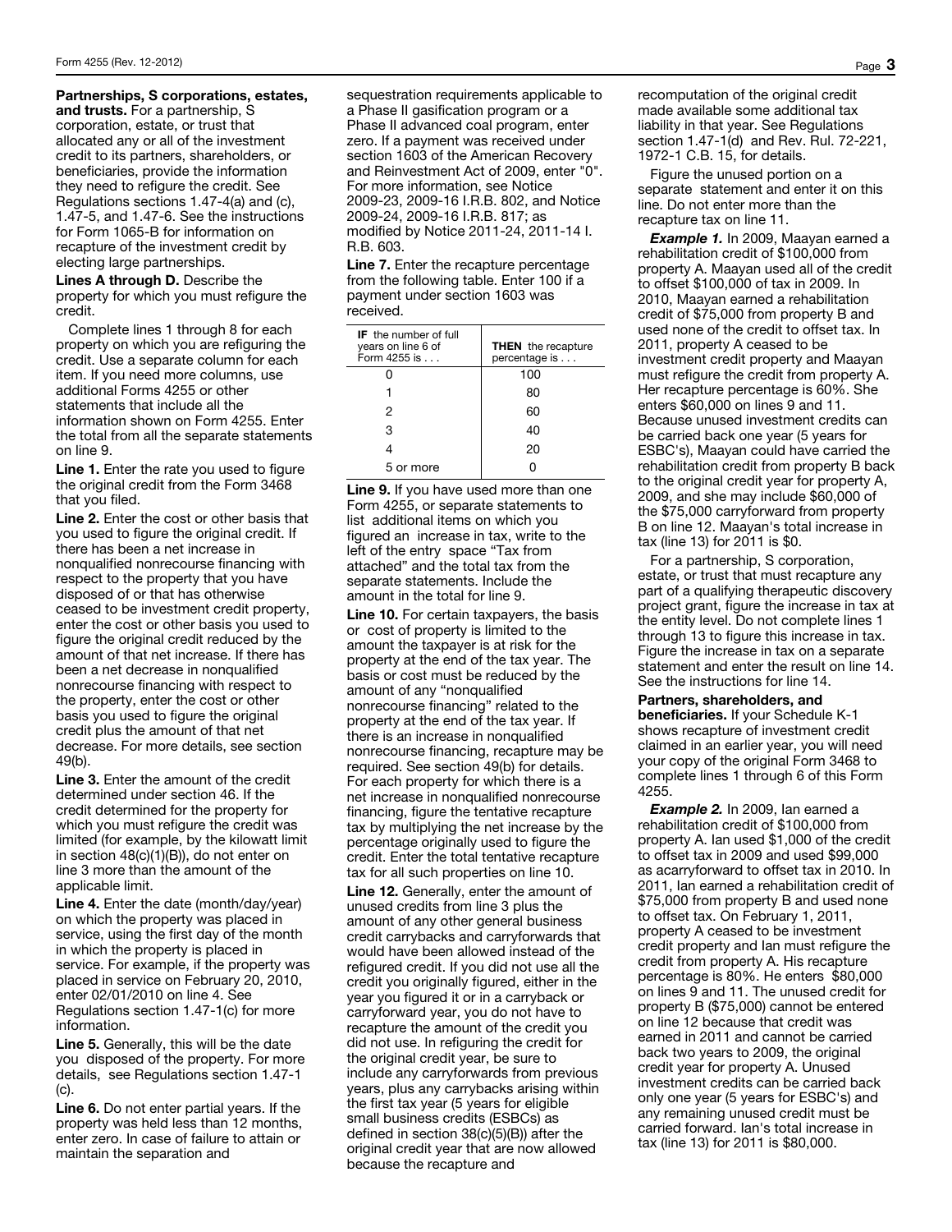**Partnerships, S corporations, estates, and trusts.** For a partnership, S corporation, estate, or trust that allocated any or all of the investment credit to its partners, shareholders, or beneficiaries, provide the information they need to refigure the credit. See Regulations sections 1.47-4(a) and (c), 1.47-5, and 1.47-6. See the instructions for Form 1065-B for information on recapture of the investment credit by electing large partnerships.

**Lines A through D.** Describe the property for which you must refigure the credit.

Complete lines 1 through 8 for each property on which you are refiguring the credit. Use a separate column for each item. If you need more columns, use additional Forms 4255 or other statements that include all the information shown on Form 4255. Enter the total from all the separate statements on line 9.

**Line 1.** Enter the rate you used to figure the original credit from the Form 3468 that you filed.

**Line 2.** Enter the cost or other basis that you used to figure the original credit. If there has been a net increase in nonqualified nonrecourse financing with respect to the property that you have disposed of or that has otherwise ceased to be investment credit property, enter the cost or other basis you used to figure the original credit reduced by the amount of that net increase. If there has been a net decrease in nonqualified nonrecourse financing with respect to the property, enter the cost or other basis you used to figure the original credit plus the amount of that net decrease. For more details, see section 49(b).

**Line 3.** Enter the amount of the credit determined under section 46. If the credit determined for the property for which you must refigure the credit was limited (for example, by the kilowatt limit in section 48(c)(1)(B)), do not enter on line 3 more than the amount of the applicable limit.

**Line 4.** Enter the date (month/day/year) on which the property was placed in service, using the first day of the month in which the property is placed in service. For example, if the property was placed in service on February 20, 2010, enter 02/01/2010 on line 4. See Regulations section 1.47-1(c) for more information.

**Line 5.** Generally, this will be the date you disposed of the property. For more details, see Regulations section 1.47-1 (c).

**Line 6.** Do not enter partial years. If the property was held less than 12 months, enter zero. In case of failure to attain or maintain the separation and sequestration requirements applicable to a Phase II gasification program or a Phase II advanced coal program, enter zero. If a payment was received under section 1603 of the American Recovery and Reinvestment Act of 2009, enter "0". For more information, see Notice 2009-23, 2009-16 I.R.B. 802, and Notice 2009-24, 2009-16 I.R.B. 817; as modified by Notice 2011-24, 2011-14 I. R.B. 603.

**Line 7.** Enter the recapture percentage from the following table. Enter 100 if a payment under section 1603 was received.

| **IF** the number of full years on line 6 of Form 4255 is . . . | **THEN** the recapture percentage is . . . |
|---|---|
| 0 | 100 |
| 1 | 80 |
| 2 | 60 |
| 3 | 40 |
| 4 | 20 |
| 5 or more | 0 |

**Line 9.** If you have used more than one Form 4255, or separate statements to list additional items on which you figured an increase in tax, write to the left of the entry space "Tax from attached" and the total tax from the separate statements. Include the amount in the total for line 9.

**Line 10.** For certain taxpayers, the basis or cost of property is limited to the amount the taxpayer is at risk for the property at the end of the tax year. The basis or cost must be reduced by the amount of any "nonqualified nonrecourse financing" related to the property at the end of the tax year. If there is an increase in nonqualified nonrecourse financing, recapture may be required. See section 49(b) for details. For each property for which there is a net increase in nonqualified nonrecourse financing, figure the tentative recapture tax by multiplying the net increase by the percentage originally used to figure the credit. Enter the total tentative recapture tax for all such properties on line 10.

**Line 12.** Generally, enter the amount of unused credits from line 3 plus the amount of any other general business credit carrybacks and carryforwards that would have been allowed instead of the refigured credit. If you did not use all the credit you originally figured, either in the year you figured it or in a carryback or carryforward year, you do not have to recapture the amount of the credit you did not use. In refiguring the credit for the original credit year, be sure to include any carryforwards from previous years, plus any carrybacks arising within the first tax year (5 years for eligible small business credits (ESBCs) as defined in section 38(c)(5)(B)) after the original credit year that are now allowed because the recapture and recomputation of the original credit made available some additional tax liability in that year. See Regulations section 1.47-1(d) and Rev. Rul. 72-221, 1972-1 C.B. 15, for details.

Figure the unused portion on a separate statement and enter it on this line. Do not enter more than the recapture tax on line 11.

***Example 1.*** In 2009, Maayan earned a rehabilitation credit of $100,000 from property A. Maayan used all of the credit to offset $100,000 of tax in 2009. In 2010, Maayan earned a rehabilitation credit of $75,000 from property B and used none of the credit to offset tax. In 2011, property A ceased to be investment credit property and Maayan must refigure the credit from property A. Her recapture percentage is 60%. She enters $60,000 on lines 9 and 11. Because unused investment credits can be carried back one year (5 years for ESBC's), Maayan could have carried the rehabilitation credit from property B back to the original credit year for property A, 2009, and she may include $60,000 of the $75,000 carryforward from property B on line 12. Maayan's total increase in tax (line 13) for 2011 is $0.

For a partnership, S corporation, estate, or trust that must recapture any part of a qualifying therapeutic discovery project grant, figure the increase in tax at the entity level. Do not complete lines 1 through 13 to figure this increase in tax. Figure the increase in tax on a separate statement and enter the result on line 14. See the instructions for line 14.

**Partners, shareholders, and beneficiaries.** If your Schedule K-1 shows recapture of investment credit claimed in an earlier year, you will need your copy of the original Form 3468 to complete lines 1 through 6 of this Form 4255.

***Example 2.*** In 2009, Ian earned a rehabilitation credit of $100,000 from property A. Ian used $1,000 of the credit to offset tax in 2009 and used $99,000 as acarryforward to offset tax in 2010. In 2011, Ian earned a rehabilitation credit of $75,000 from property B and used none to offset tax. On February 1, 2011, property A ceased to be investment credit property and Ian must refigure the credit from property A. His recapture percentage is 80%. He enters $80,000 on lines 9 and 11. The unused credit for property B ($75,000) cannot be entered on line 12 because that credit was earned in 2011 and cannot be carried back two years to 2009, the original credit year for property A. Unused investment credits can be carried back only one year (5 years for ESBC's) and any remaining unused credit must be carried forward. Ian's total increase in tax (line 13) for 2011 is $80,000.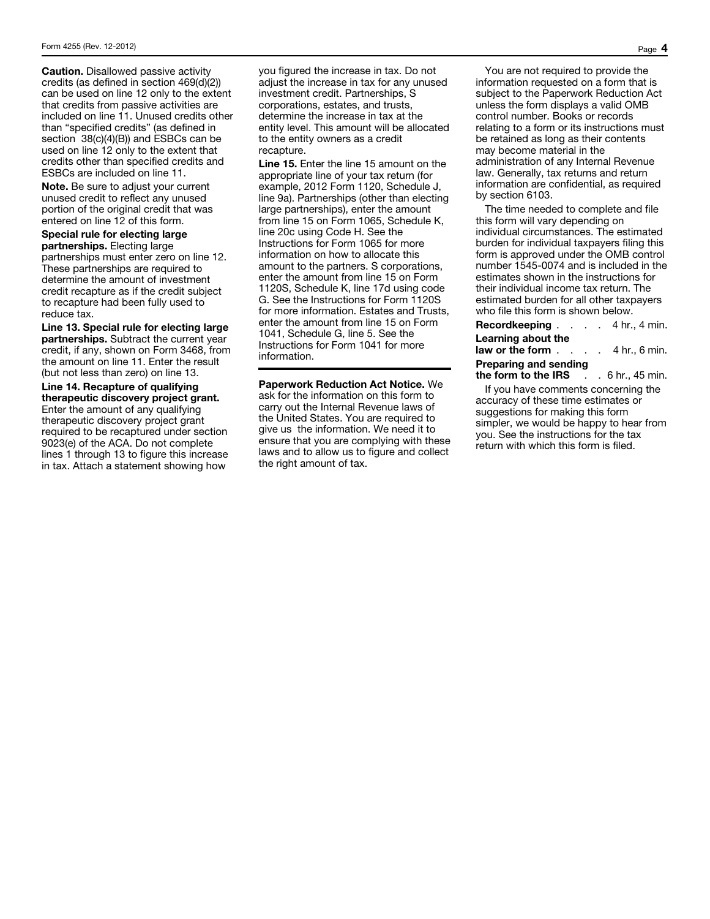**Caution.** Disallowed passive activity credits (as defined in section 469(d)(2)) can be used on line 12 only to the extent that credits from passive activities are included on line 11. Unused credits other than "specified credits" (as defined in section 38(c)(4)(B)) and ESBCs can be used on line 12 only to the extent that credits other than specified credits and ESBCs are included on line 11.

**Note.** Be sure to adjust your current unused credit to reflect any unused portion of the original credit that was entered on line 12 of this form.

**Special rule for electing large partnerships.** Electing large partnerships must enter zero on line 12. These partnerships are required to determine the amount of investment credit recapture as if the credit subject to recapture had been fully used to reduce tax.

**Line 13. Special rule for electing large partnerships.** Subtract the current year credit, if any, shown on Form 3468, from the amount on line 11. Enter the result (but not less than zero) on line 13.

**Line 14. Recapture of qualifying therapeutic discovery project grant.** Enter the amount of any qualifying therapeutic discovery project grant required to be recaptured under section 9023(e) of the ACA. Do not complete lines 1 through 13 to figure this increase in tax. Attach a statement showing how you figured the increase in tax. Do not adjust the increase in tax for any unused investment credit. Partnerships, S corporations, estates, and trusts, determine the increase in tax at the entity level. This amount will be allocated to the entity owners as a credit recapture.

**Line 15.** Enter the line 15 amount on the appropriate line of your tax return (for example, 2012 Form 1120, Schedule J, line 9a). Partnerships (other than electing large partnerships), enter the amount from line 15 on Form 1065, Schedule K, line 20c using Code H. See the Instructions for Form 1065 for more information on how to allocate this amount to the partners. S corporations, enter the amount from line 15 on Form 1120S, Schedule K, line 17d using code G. See the Instructions for Form 1120S for more information. Estates and Trusts, enter the amount from line 15 on Form 1041, Schedule G, line 5. See the Instructions for Form 1041 for more information.

**Paperwork Reduction Act Notice.** We ask for the information on this form to carry out the Internal Revenue laws of the United States. You are required to give us the information. We need it to ensure that you are complying with these laws and to allow us to figure and collect the right amount of tax.

You are not required to provide the information requested on a form that is subject to the Paperwork Reduction Act unless the form displays a valid OMB control number. Books or records relating to a form or its instructions must be retained as long as their contents may become material in the administration of any Internal Revenue law. Generally, tax returns and return information are confidential, as required by section 6103.

The time needed to complete and file this form will vary depending on individual circumstances. The estimated burden for individual taxpayers filing this form is approved under the OMB control number 1545-0074 and is included in the estimates shown in the instructions for their individual income tax return. The estimated burden for all other taxpayers who file this form is shown below.

| | |
|---|---|
| **Recordkeeping** | 4 hr., 4 min. |
| **Learning about the law or the form** | 4 hr., 6 min. |
| **Preparing and sending the form to the IRS** | 6 hr., 45 min. |

If you have comments concerning the accuracy of these time estimates or suggestions for making this form simpler, we would be happy to hear from you. See the instructions for the tax return with which this form is filed.